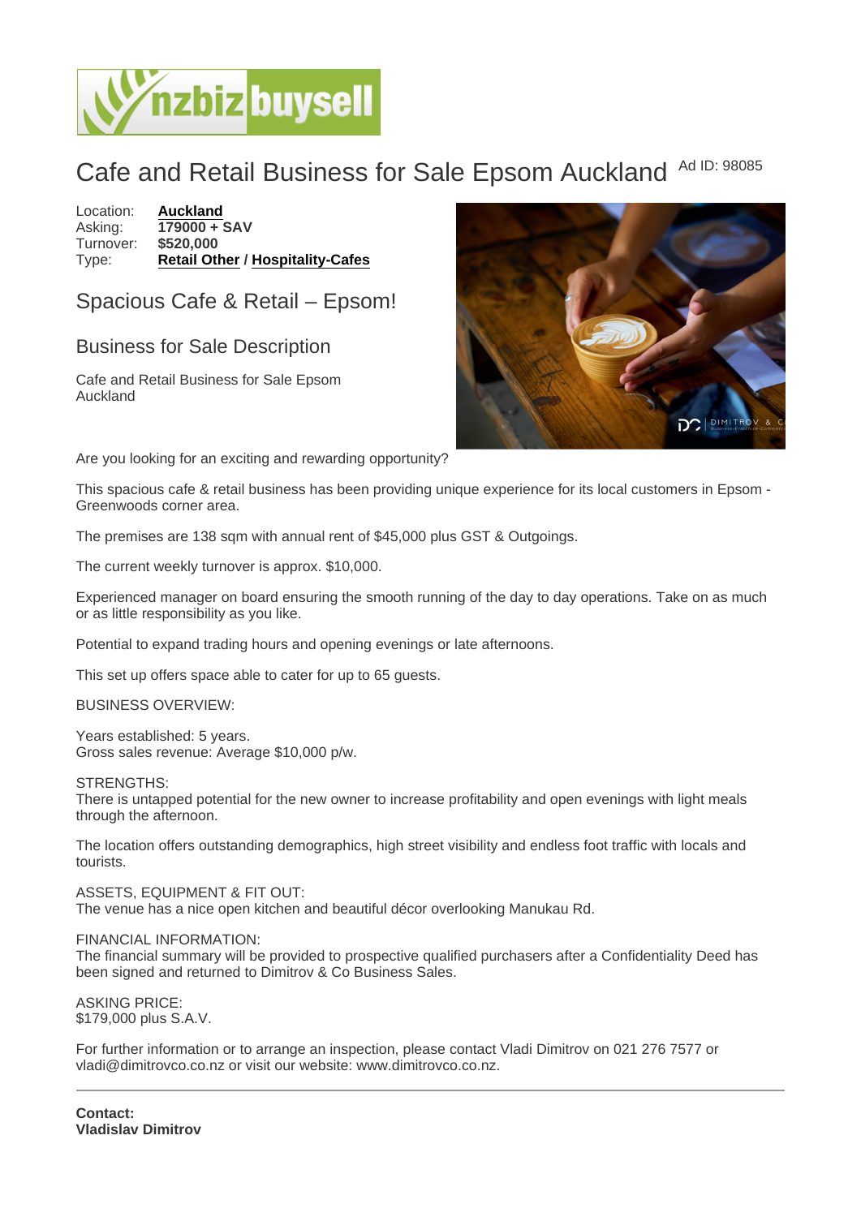# Cafe and Retail Business for Sale Epsom Auckland

Ad ID: 98085

Location: **Auckland**
Asking: **179000 + SAV**
Turnover: **$520,000**
Type: **Retail Other / Hospitality-Cafes**

## Spacious Cafe & Retail – Epsom!

## Business for Sale Description

Cafe and Retail Business for Sale Epsom Auckland

Are you looking for an exciting and rewarding opportunity?

This spacious cafe & retail business has been providing unique experience for its local customers in Epsom - Greenwoods corner area.

The premises are 138 sqm with annual rent of $45,000 plus GST & Outgoings.

The current weekly turnover is approx. $10,000.

Experienced manager on board ensuring the smooth running of the day to day operations. Take on as much or as little responsibility as you like.

Potential to expand trading hours and opening evenings or late afternoons.

This set up offers space able to cater for up to 65 guests.

BUSINESS OVERVIEW:

Years established: 5 years.
Gross sales revenue: Average $10,000 p/w.

STRENGTHS:
There is untapped potential for the new owner to increase profitability and open evenings with light meals through the afternoon.

The location offers outstanding demographics, high street visibility and endless foot traffic with locals and tourists.

ASSETS, EQUIPMENT & FIT OUT:
The venue has a nice open kitchen and beautiful décor overlooking Manukau Rd.

FINANCIAL INFORMATION:
The financial summary will be provided to prospective qualified purchasers after a Confidentiality Deed has been signed and returned to Dimitrov & Co Business Sales.

ASKING PRICE:
$179,000 plus S.A.V.

For further information or to arrange an inspection, please contact Vladi Dimitrov on 021 276 7577 or vladi@dimitrovco.co.nz or visit our website: www.dimitrovco.co.nz.

---

**Contact:**
**Vladislav Dimitrov**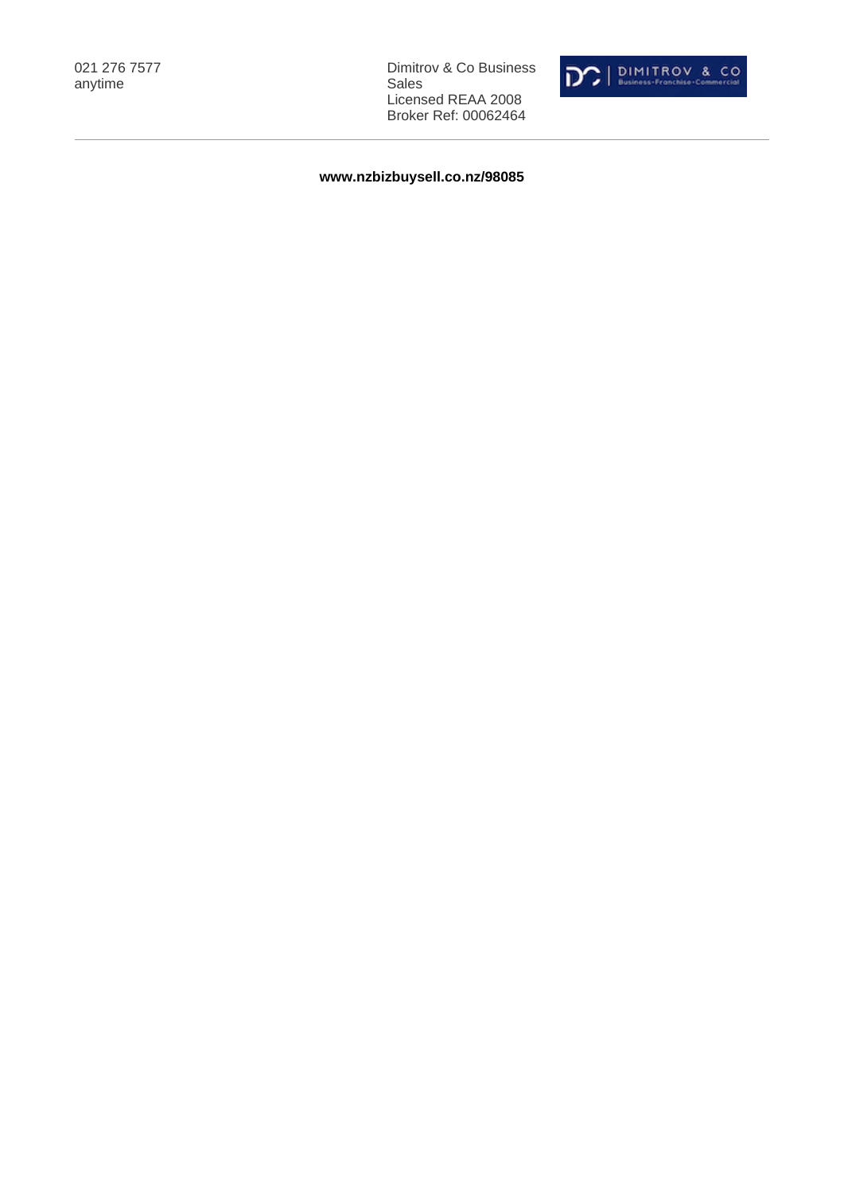021 276 7577
anytime

Dimitrov & Co Business Sales
Licensed REAA 2008
Broker Ref: 00062464

DIMITROV & CO
Business-Franchise-Commercial

---

**www.nzbizbuysell.co.nz/98085**